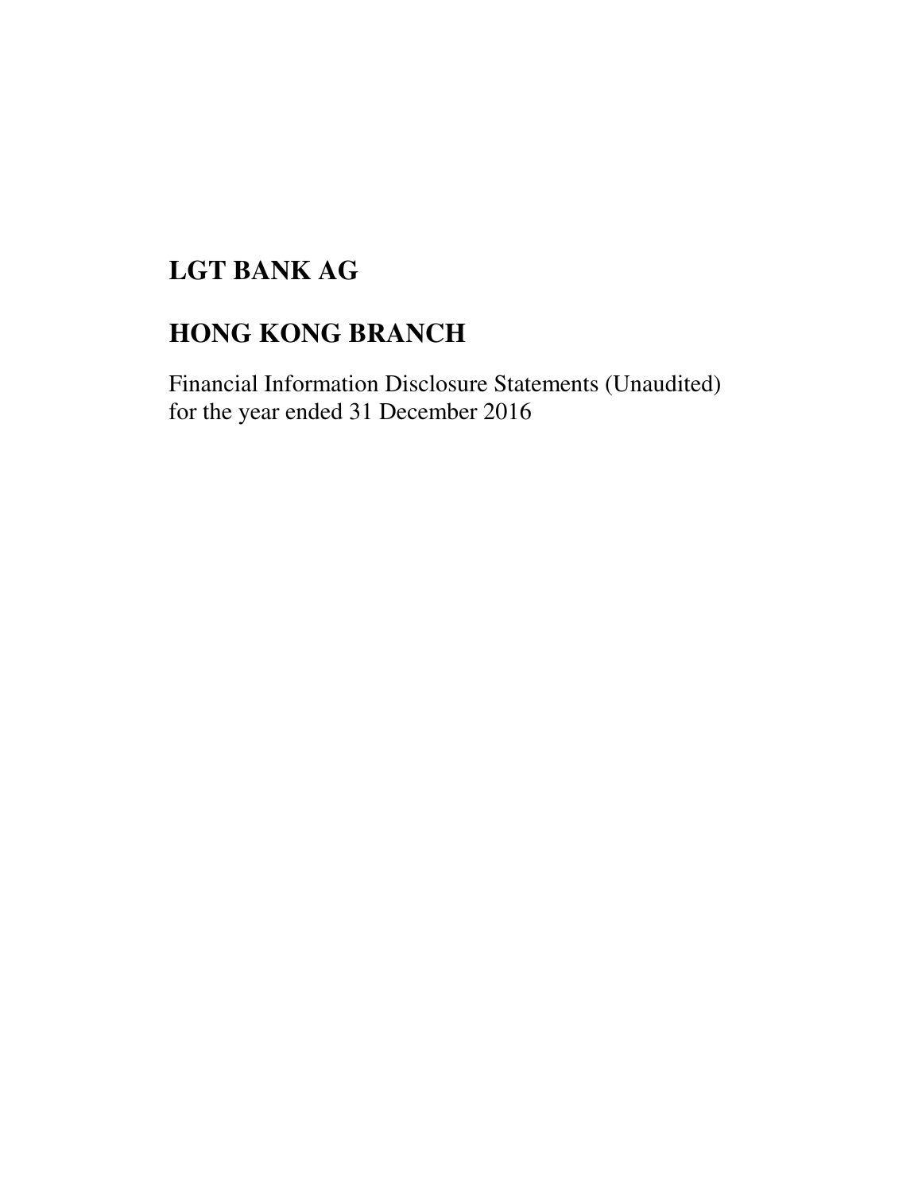# LGT BANK AG

# HONG KONG BRANCH

Financial Information Disclosure Statements (Unaudited)
for the year ended 31 December 2016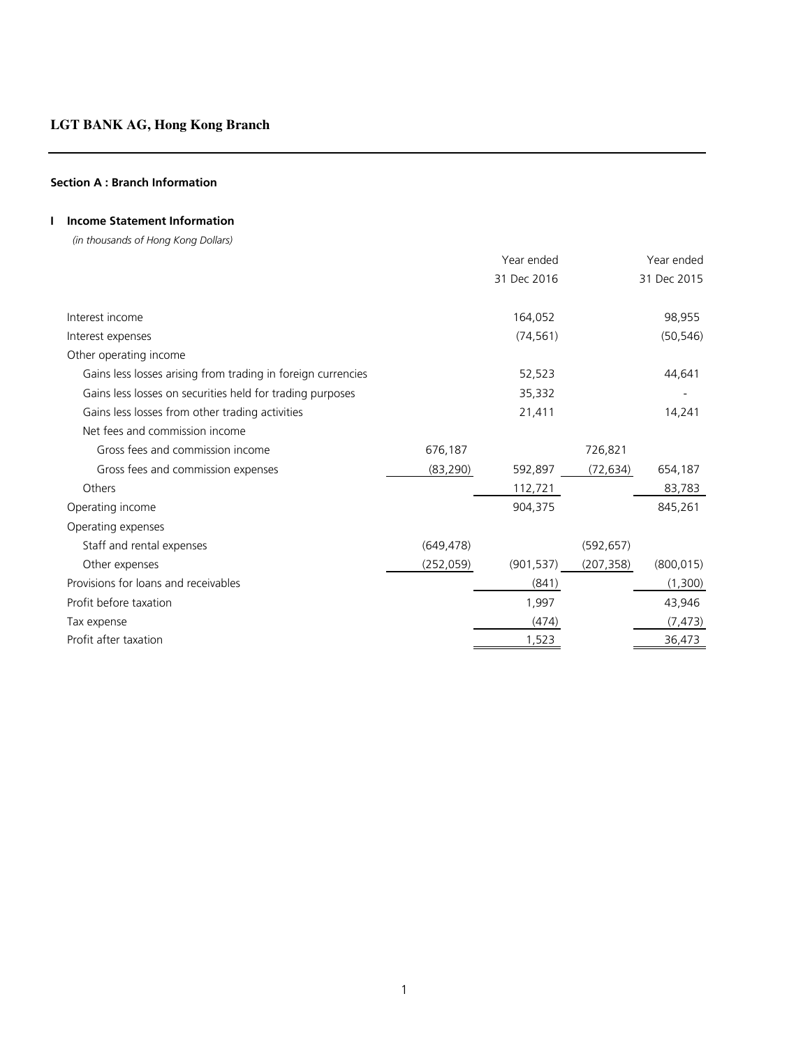# LGT BANK AG, Hong Kong Branch

## Section A : Branch Information

### I Income Statement Information

*(in thousands of Hong Kong Dollars)*

| | | Year ended 31 Dec 2016 | | Year ended 31 Dec 2015 |
|---|---|---|---|---|
| Interest income | | 164,052 | | 98,955 |
| Interest expenses | | (74,561) | | (50,546) |
| Other operating income | | | | |
| Gains less losses arising from trading in foreign currencies | | 52,523 | | 44,641 |
| Gains less losses on securities held for trading purposes | | 35,332 | | - |
| Gains less losses from other trading activities | | 21,411 | | 14,241 |
| Net fees and commission income | | | | |
| Gross fees and commission income | 676,187 | | 726,821 | |
| Gross fees and commission expenses | (83,290) | 592,897 | (72,634) | 654,187 |
| Others | | 112,721 | | 83,783 |
| Operating income | | 904,375 | | 845,261 |
| Operating expenses | | | | |
| Staff and rental expenses | (649,478) | | (592,657) | |
| Other expenses | (252,059) | (901,537) | (207,358) | (800,015) |
| Provisions for loans and receivables | | (841) | | (1,300) |
| Profit before taxation | | 1,997 | | 43,946 |
| Tax expense | | (474) | | (7,473) |
| Profit after taxation | | 1,523 | | 36,473 |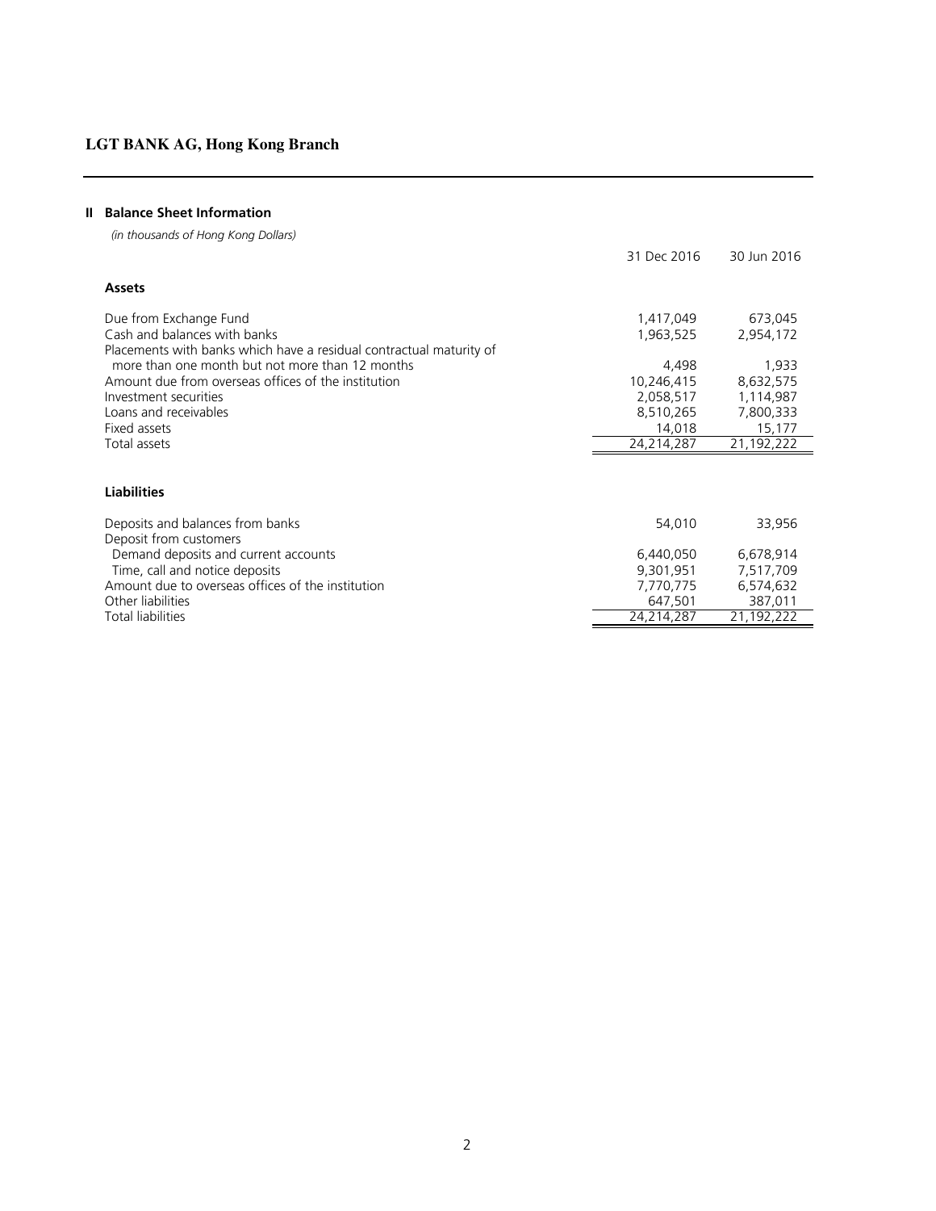## LGT BANK AG, Hong Kong Branch

### II Balance Sheet Information

*(in thousands of Hong Kong Dollars)*

| | 31 Dec 2016 | 30 Jun 2016 |
|---|---|---|
| **Assets** | | |
| Due from Exchange Fund | 1,417,049 | 673,045 |
| Cash and balances with banks | 1,963,525 | 2,954,172 |
| Placements with banks which have a residual contractual maturity of more than one month but not more than 12 months | 4,498 | 1,933 |
| Amount due from overseas offices of the institution | 10,246,415 | 8,632,575 |
| Investment securities | 2,058,517 | 1,114,987 |
| Loans and receivables | 8,510,265 | 7,800,333 |
| Fixed assets | 14,018 | 15,177 |
| Total assets | 24,214,287 | 21,192,222 |
| **Liabilities** | | |
| Deposits and balances from banks | 54,010 | 33,956 |
| Deposit from customers | | |
| Demand deposits and current accounts | 6,440,050 | 6,678,914 |
| Time, call and notice deposits | 9,301,951 | 7,517,709 |
| Amount due to overseas offices of the institution | 7,770,775 | 6,574,632 |
| Other liabilities | 647,501 | 387,011 |
| Total liabilities | 24,214,287 | 21,192,222 |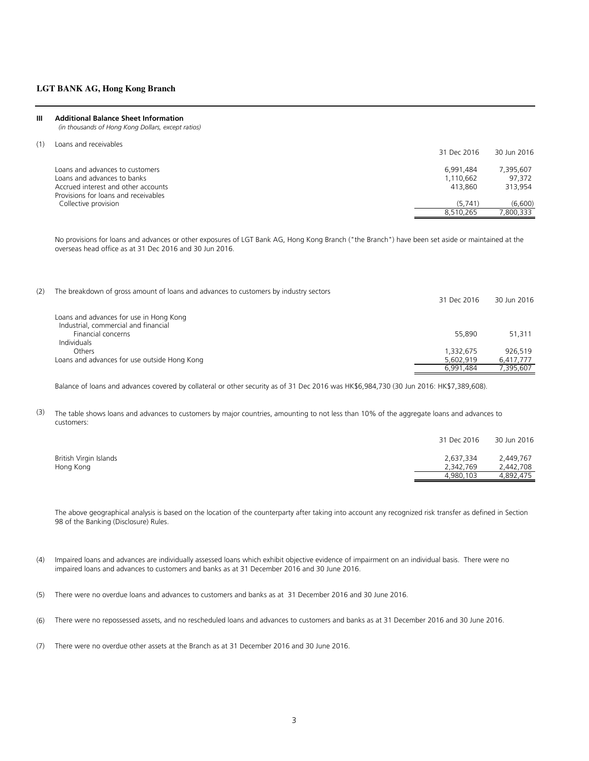**LGT BANK AG, Hong Kong Branch**

## III Additional Balance Sheet Information

*(in thousands of Hong Kong Dollars, except ratios)*

(1) Loans and receivables

| | 31 Dec 2016 | 30 Jun 2016 |
|---|---|---|
| Loans and advances to customers | 6,991,484 | 7,395,607 |
| Loans and advances to banks | 1,110,662 | 97,372 |
| Accrued interest and other accounts | 413,860 | 313,954 |
| Provisions for loans and receivables | | |
| Collective provision | (5,741) | (6,600) |
| | 8,510,265 | 7,800,333 |

No provisions for loans and advances or other exposures of LGT Bank AG, Hong Kong Branch ("the Branch") have been set aside or maintained at the overseas head office as at 31 Dec 2016 and 30 Jun 2016.

(2) The breakdown of gross amount of loans and advances to customers by industry sectors

| | 31 Dec 2016 | 30 Jun 2016 |
|---|---|---|
| Loans and advances for use in Hong Kong | | |
| Industrial, commercial and financial | | |
| Financial concerns | 55,890 | 51,311 |
| Individuals | | |
| Others | 1,332,675 | 926,519 |
| Loans and advances for use outside Hong Kong | 5,602,919 | 6,417,777 |
| | 6,991,484 | 7,395,607 |

Balance of loans and advances covered by collateral or other security as of 31 Dec 2016 was HK$6,984,730 (30 Jun 2016: HK$7,389,608).

(3) The table shows loans and advances to customers by major countries, amounting to not less than 10% of the aggregate loans and advances to customers:

| | 31 Dec 2016 | 30 Jun 2016 |
|---|---|---|
| British Virgin Islands | 2,637,334 | 2,449,767 |
| Hong Kong | 2,342,769 | 2,442,708 |
| | 4,980,103 | 4,892,475 |

The above geographical analysis is based on the location of the counterparty after taking into account any recognized risk transfer as defined in Section 98 of the Banking (Disclosure) Rules.

(4) Impaired loans and advances are individually assessed loans which exhibit objective evidence of impairment on an individual basis. There were no impaired loans and advances to customers and banks as at 31 December 2016 and 30 June 2016.

(5) There were no overdue loans and advances to customers and banks as at 31 December 2016 and 30 June 2016.

(6) There were no repossessed assets, and no rescheduled loans and advances to customers and banks as at 31 December 2016 and 30 June 2016.

(7) There were no overdue other assets at the Branch as at 31 December 2016 and 30 June 2016.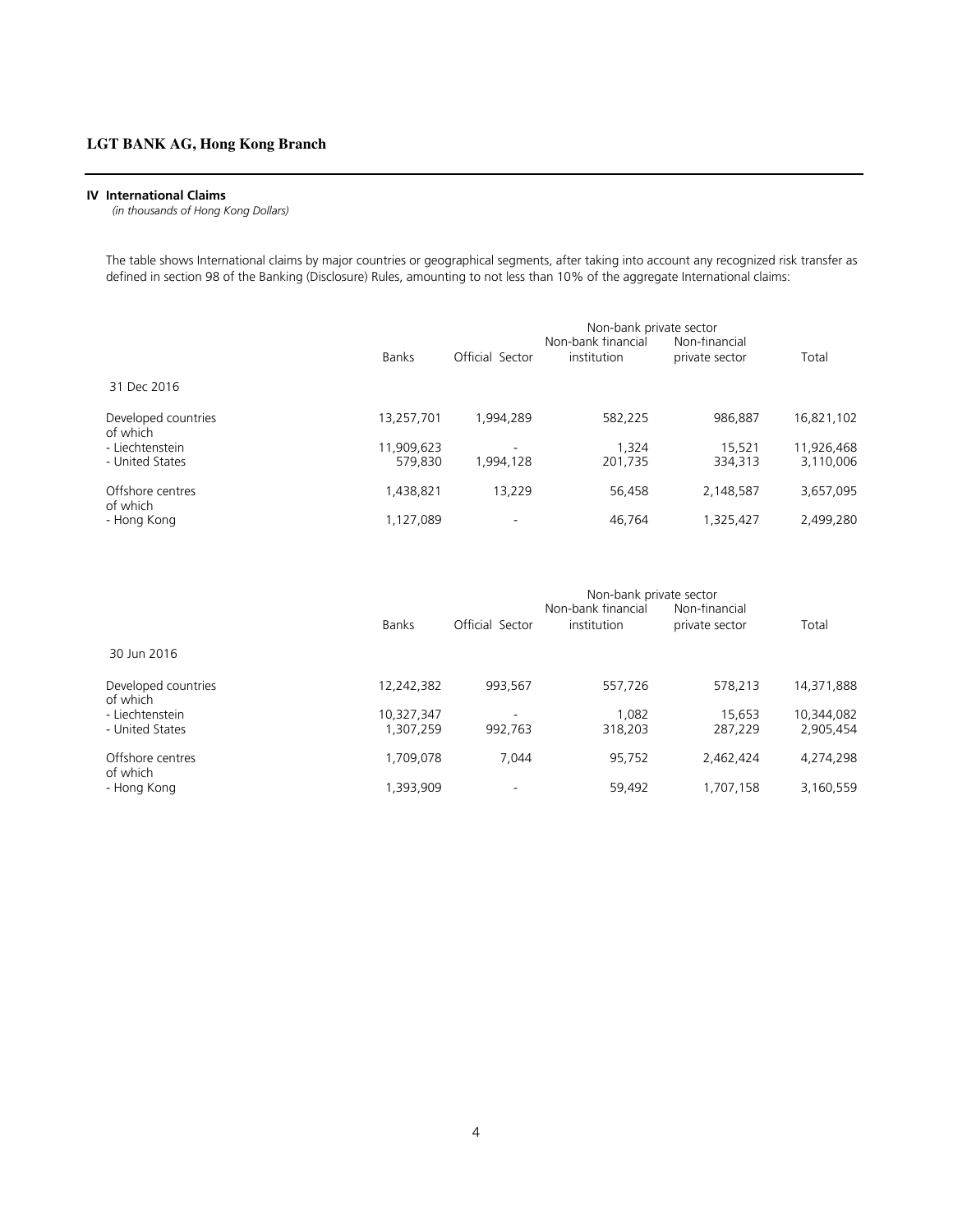**LGT BANK AG, Hong Kong Branch**

### IV International Claims

*(in thousands of Hong Kong Dollars)*

The table shows International claims by major countries or geographical segments, after taking into account any recognized risk transfer as defined in section 98 of the Banking (Disclosure) Rules, amounting to not less than 10% of the aggregate International claims:

| | Banks | Official Sector | Non-bank private sector | | Total |
|---|---|---|---|---|---|
| | | | Non-bank financial institution | Non-financial private sector | |
| 31 Dec 2016 | | | | | |
| Developed countries | 13,257,701 | 1,994,289 | 582,225 | 986,887 | 16,821,102 |
| of which | | | | | |
| - Liechtenstein | 11,909,623 | - | 1,324 | 15,521 | 11,926,468 |
| - United States | 579,830 | 1,994,128 | 201,735 | 334,313 | 3,110,006 |
| Offshore centres | 1,438,821 | 13,229 | 56,458 | 2,148,587 | 3,657,095 |
| of which | | | | | |
| - Hong Kong | 1,127,089 | - | 46,764 | 1,325,427 | 2,499,280 |

| | Banks | Official Sector | Non-bank private sector | | Total |
|---|---|---|---|---|---|
| | | | Non-bank financial institution | Non-financial private sector | |
| 30 Jun 2016 | | | | | |
| Developed countries | 12,242,382 | 993,567 | 557,726 | 578,213 | 14,371,888 |
| of which | | | | | |
| - Liechtenstein | 10,327,347 | - | 1,082 | 15,653 | 10,344,082 |
| - United States | 1,307,259 | 992,763 | 318,203 | 287,229 | 2,905,454 |
| Offshore centres | 1,709,078 | 7,044 | 95,752 | 2,462,424 | 4,274,298 |
| of which | | | | | |
| - Hong Kong | 1,393,909 | - | 59,492 | 1,707,158 | 3,160,559 |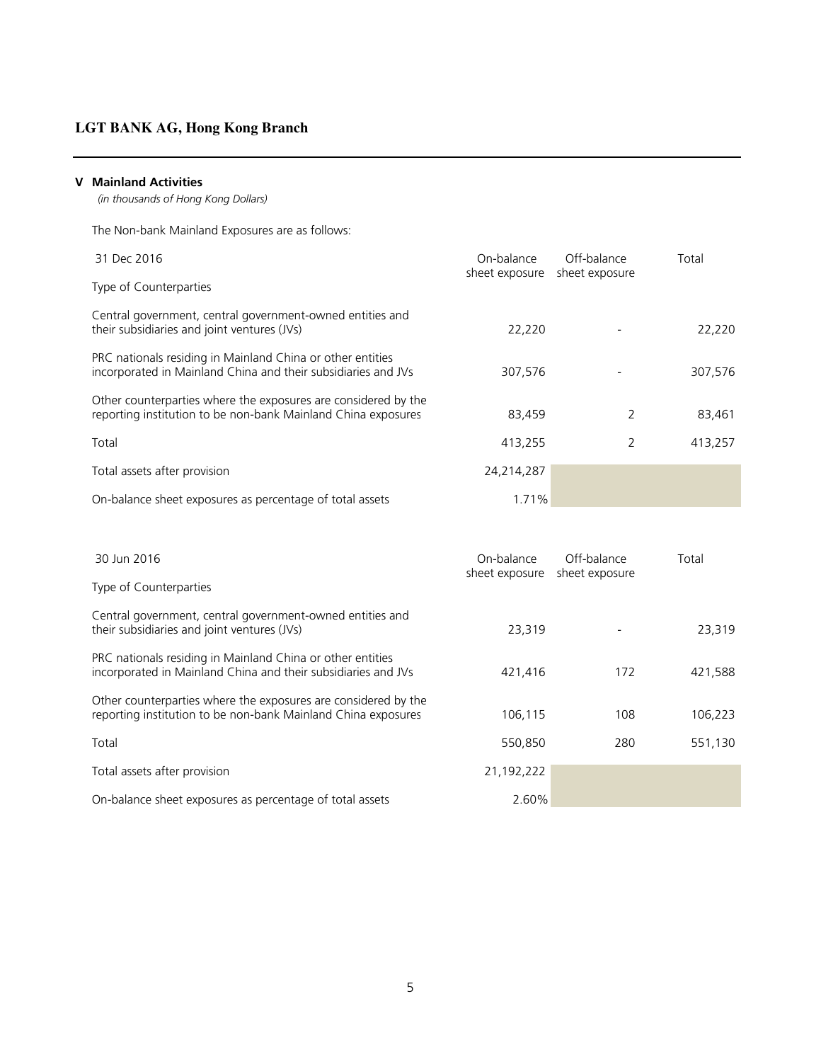## V Mainland Activities

*(in thousands of Hong Kong Dollars)*

The Non-bank Mainland Exposures are as follows:

| 31 Dec 2016<br>Type of Counterparties | On-balance sheet exposure | Off-balance sheet exposure | Total |
|---|---|---|---|
| Central government, central government-owned entities and their subsidiaries and joint ventures (JVs) | 22,220 | - | 22,220 |
| PRC nationals residing in Mainland China or other entities incorporated in Mainland China and their subsidiaries and JVs | 307,576 | - | 307,576 |
| Other counterparties where the exposures are considered by the reporting institution to be non-bank Mainland China exposures | 83,459 | 2 | 83,461 |
| Total | 413,255 | 2 | 413,257 |
| Total assets after provision | 24,214,287 | | |
| On-balance sheet exposures as percentage of total assets | 1.71% | | |

| 30 Jun 2016<br>Type of Counterparties | On-balance sheet exposure | Off-balance sheet exposure | Total |
|---|---|---|---|
| Central government, central government-owned entities and their subsidiaries and joint ventures (JVs) | 23,319 | - | 23,319 |
| PRC nationals residing in Mainland China or other entities incorporated in Mainland China and their subsidiaries and JVs | 421,416 | 172 | 421,588 |
| Other counterparties where the exposures are considered by the reporting institution to be non-bank Mainland China exposures | 106,115 | 108 | 106,223 |
| Total | 550,850 | 280 | 551,130 |
| Total assets after provision | 21,192,222 | | |
| On-balance sheet exposures as percentage of total assets | 2.60% | | |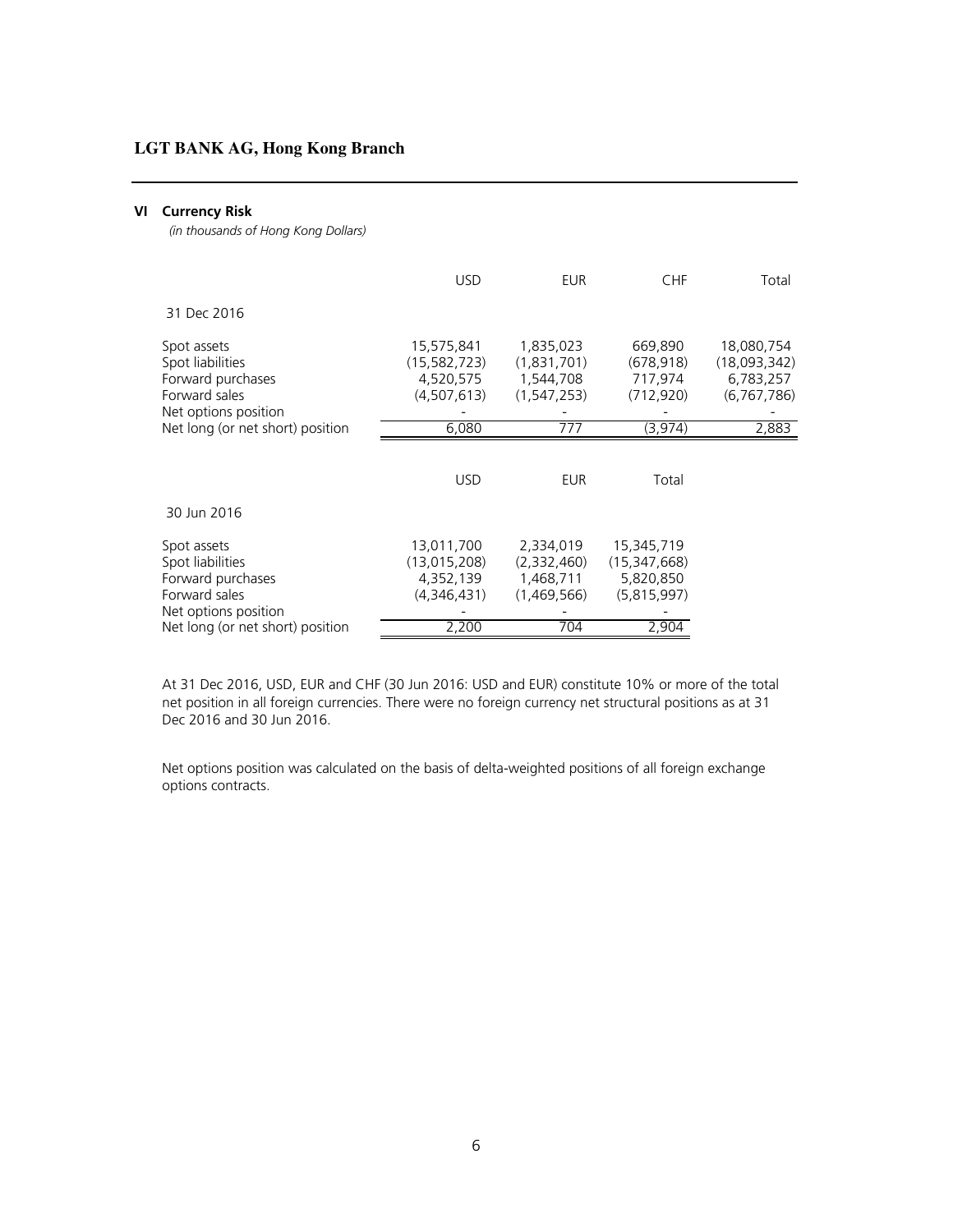## VI Currency Risk

*(in thousands of Hong Kong Dollars)*

| | USD | EUR | CHF | Total |
|---|---|---|---|---|
| 31 Dec 2016 | | | | |
| Spot assets | 15,575,841 | 1,835,023 | 669,890 | 18,080,754 |
| Spot liabilities | (15,582,723) | (1,831,701) | (678,918) | (18,093,342) |
| Forward purchases | 4,520,575 | 1,544,708 | 717,974 | 6,783,257 |
| Forward sales | (4,507,613) | (1,547,253) | (712,920) | (6,767,786) |
| Net options position | - | - | - | - |
| Net long (or net short) position | 6,080 | 777 | (3,974) | 2,883 |

| | USD | EUR | Total |
|---|---|---|---|
| 30 Jun 2016 | | | |
| Spot assets | 13,011,700 | 2,334,019 | 15,345,719 |
| Spot liabilities | (13,015,208) | (2,332,460) | (15,347,668) |
| Forward purchases | 4,352,139 | 1,468,711 | 5,820,850 |
| Forward sales | (4,346,431) | (1,469,566) | (5,815,997) |
| Net options position | - | - | - |
| Net long (or net short) position | 2,200 | 704 | 2,904 |

At 31 Dec 2016, USD, EUR and CHF (30 Jun 2016: USD and EUR) constitute 10% or more of the total net position in all foreign currencies. There were no foreign currency net structural positions as at 31 Dec 2016 and 30 Jun 2016.

Net options position was calculated on the basis of delta-weighted positions of all foreign exchange options contracts.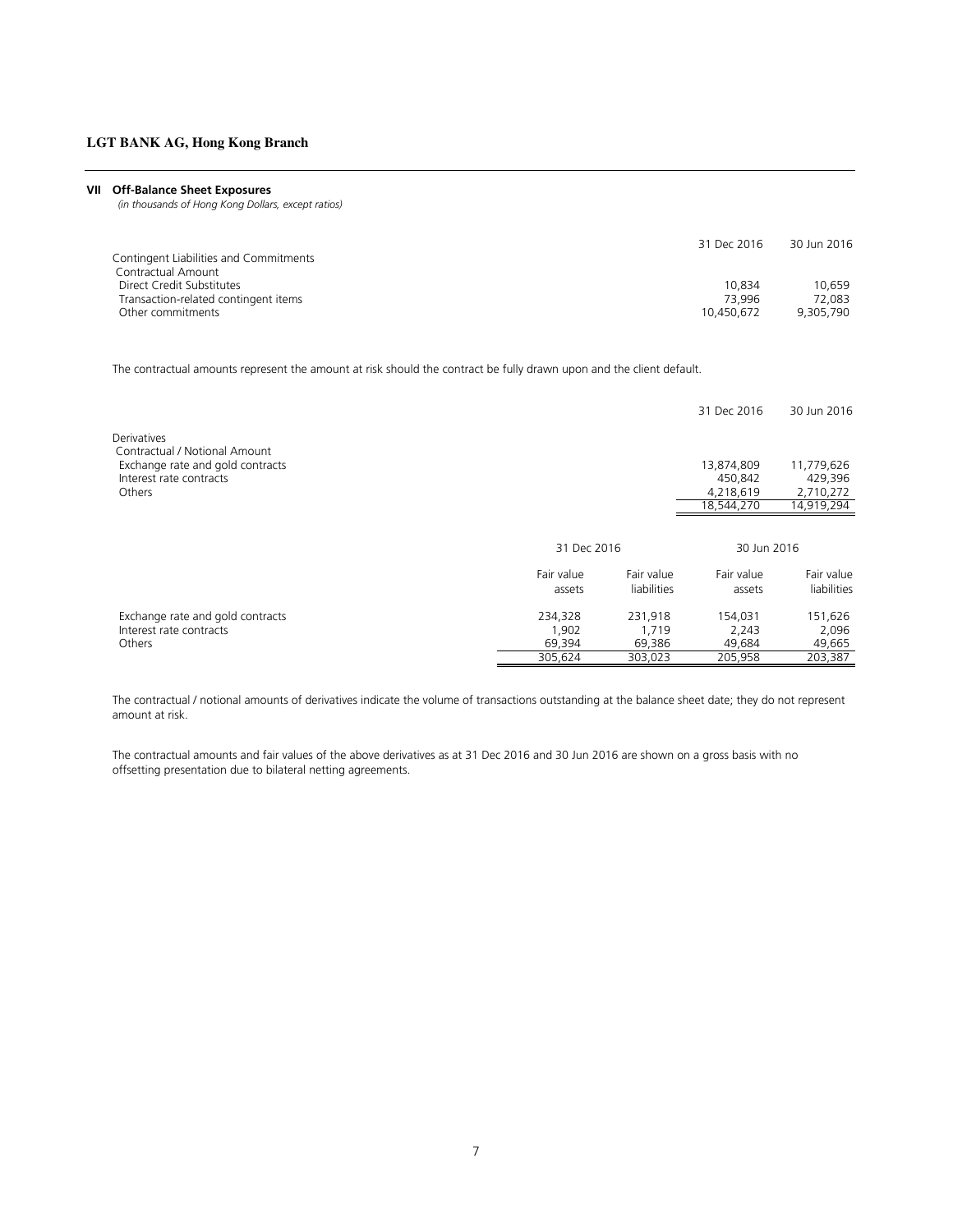**LGT BANK AG, Hong Kong Branch**

## VII Off-Balance Sheet Exposures

*(in thousands of Hong Kong Dollars, except ratios)*

| | 31 Dec 2016 | 30 Jun 2016 |
|---|---|---|
| Contingent Liabilities and Commitments | | |
| Contractual Amount | | |
| Direct Credit Substitutes | 10,834 | 10,659 |
| Transaction-related contingent items | 73,996 | 72,083 |
| Other commitments | 10,450,672 | 9,305,790 |

The contractual amounts represent the amount at risk should the contract be fully drawn upon and the client default.

| | 31 Dec 2016 | 30 Jun 2016 |
|---|---|---|
| Derivatives | | |
| Contractual / Notional Amount | | |
| Exchange rate and gold contracts | 13,874,809 | 11,779,626 |
| Interest rate contracts | 450,842 | 429,396 |
| Others | 4,218,619 | 2,710,272 |
| | 18,544,270 | 14,919,294 |

| | 31 Dec 2016 | | 30 Jun 2016 | |
|---|---|---|---|---|
| | Fair value assets | Fair value liabilities | Fair value assets | Fair value liabilities |
| Exchange rate and gold contracts | 234,328 | 231,918 | 154,031 | 151,626 |
| Interest rate contracts | 1,902 | 1,719 | 2,243 | 2,096 |
| Others | 69,394 | 69,386 | 49,684 | 49,665 |
| | 305,624 | 303,023 | 205,958 | 203,387 |

The contractual / notional amounts of derivatives indicate the volume of transactions outstanding at the balance sheet date; they do not represent amount at risk.

The contractual amounts and fair values of the above derivatives as at 31 Dec 2016 and 30 Jun 2016 are shown on a gross basis with no offsetting presentation due to bilateral netting agreements.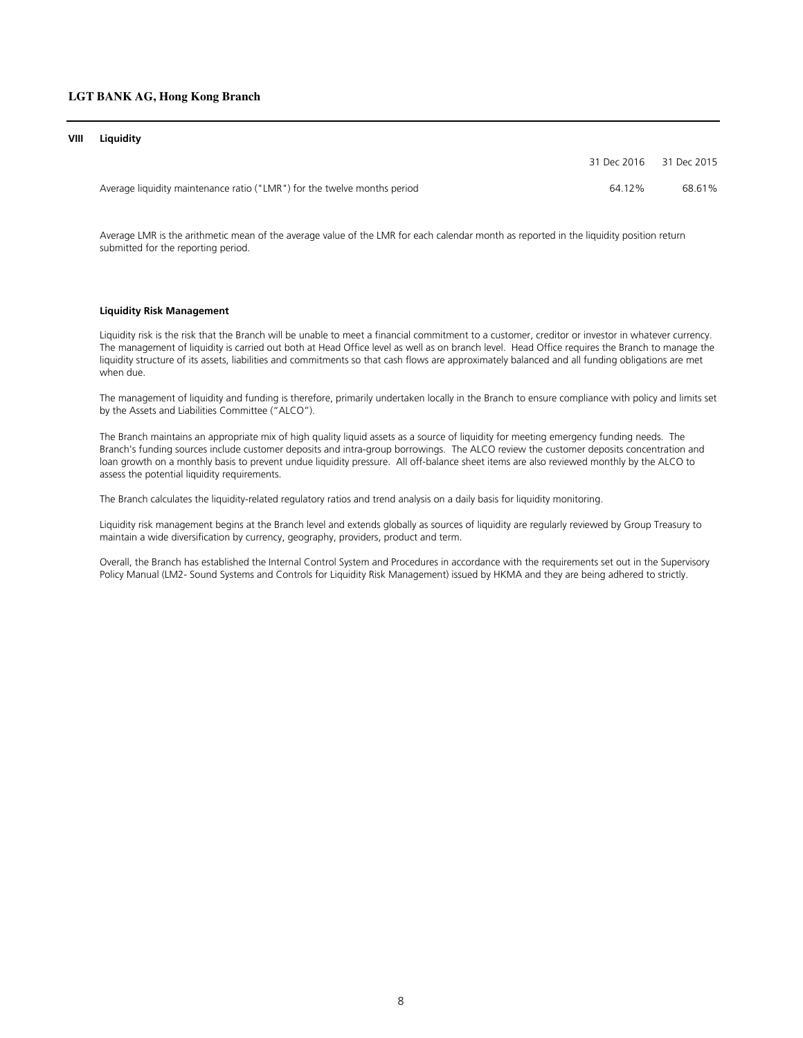## VIII Liquidity

| | 31 Dec 2016 | 31 Dec 2015 |
|---|---|---|
| Average liquidity maintenance ratio ("LMR") for the twelve months period | 64.12% | 68.61% |

Average LMR is the arithmetic mean of the average value of the LMR for each calendar month as reported in the liquidity position return submitted for the reporting period.

### Liquidity Risk Management

Liquidity risk is the risk that the Branch will be unable to meet a financial commitment to a customer, creditor or investor in whatever currency. The management of liquidity is carried out both at Head Office level as well as on branch level. Head Office requires the Branch to manage the liquidity structure of its assets, liabilities and commitments so that cash flows are approximately balanced and all funding obligations are met when due.

The management of liquidity and funding is therefore, primarily undertaken locally in the Branch to ensure compliance with policy and limits set by the Assets and Liabilities Committee ("ALCO").

The Branch maintains an appropriate mix of high quality liquid assets as a source of liquidity for meeting emergency funding needs. The Branch's funding sources include customer deposits and intra-group borrowings. The ALCO review the customer deposits concentration and loan growth on a monthly basis to prevent undue liquidity pressure. All off-balance sheet items are also reviewed monthly by the ALCO to assess the potential liquidity requirements.

The Branch calculates the liquidity-related regulatory ratios and trend analysis on a daily basis for liquidity monitoring.

Liquidity risk management begins at the Branch level and extends globally as sources of liquidity are regularly reviewed by Group Treasury to maintain a wide diversification by currency, geography, providers, product and term.

Overall, the Branch has established the Internal Control System and Procedures in accordance with the requirements set out in the Supervisory Policy Manual (LM2- Sound Systems and Controls for Liquidity Risk Management) issued by HKMA and they are being adhered to strictly.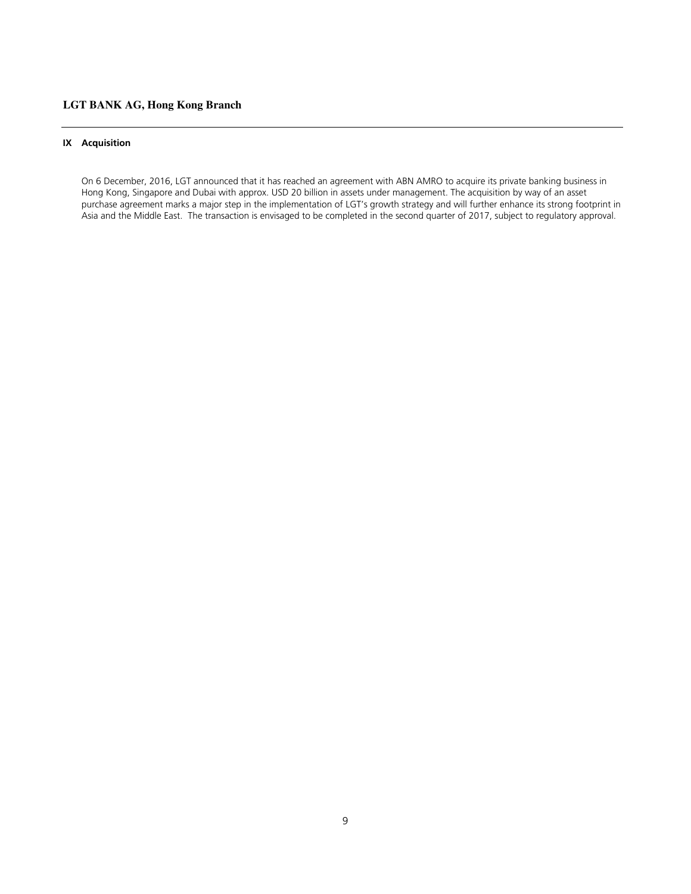## IX Acquisition

On 6 December, 2016, LGT announced that it has reached an agreement with ABN AMRO to acquire its private banking business in Hong Kong, Singapore and Dubai with approx. USD 20 billion in assets under management. The acquisition by way of an asset purchase agreement marks a major step in the implementation of LGT's growth strategy and will further enhance its strong footprint in Asia and the Middle East. The transaction is envisaged to be completed in the second quarter of 2017, subject to regulatory approval.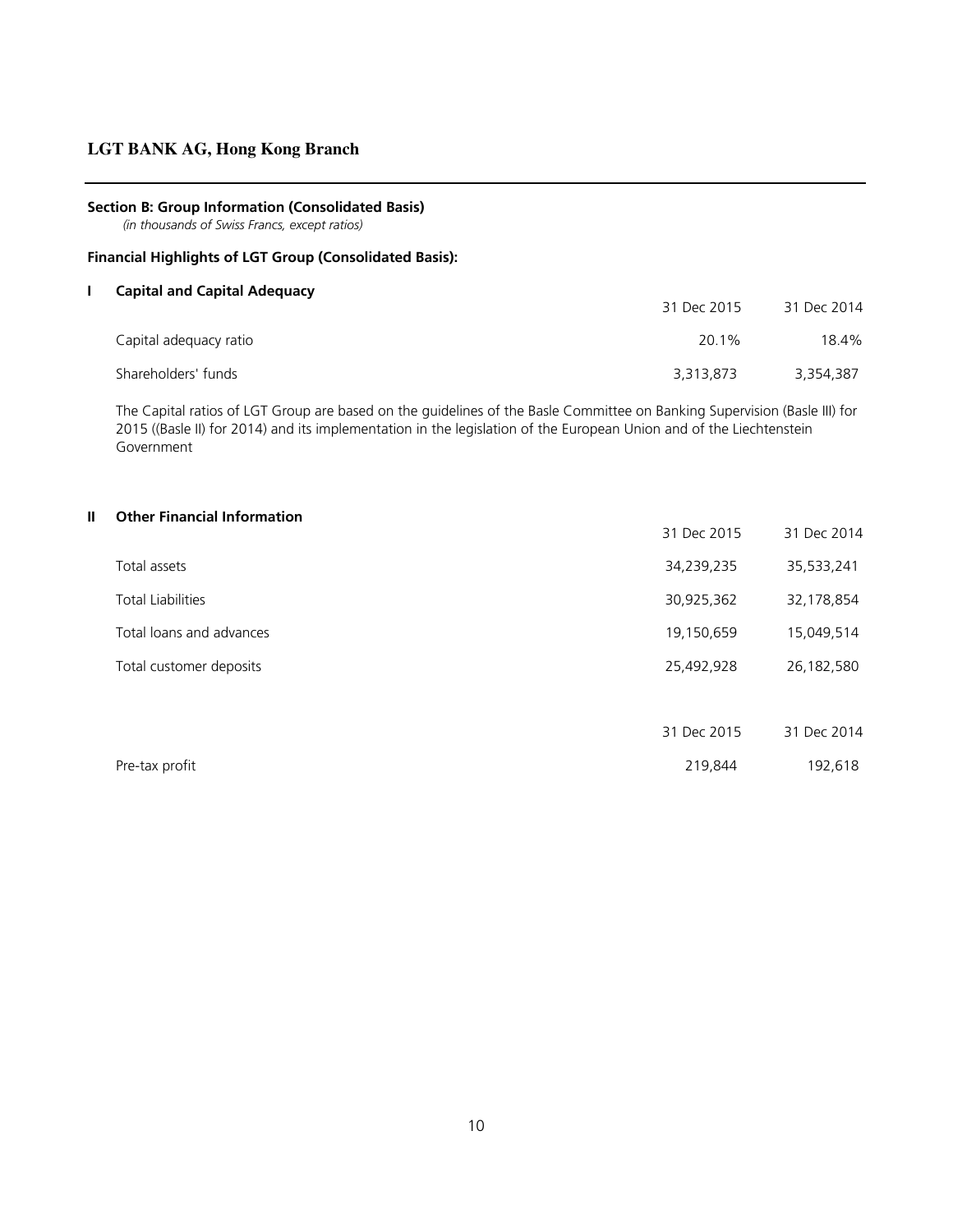# LGT BANK AG, Hong Kong Branch

**Section B: Group Information (Consolidated Basis)**

*(in thousands of Swiss Francs, except ratios)*

**Financial Highlights of LGT Group (Consolidated Basis):**

## I Capital and Capital Adequacy

| | 31 Dec 2015 | 31 Dec 2014 |
|---|---|---|
| Capital adequacy ratio | 20.1% | 18.4% |
| Shareholders' funds | 3,313,873 | 3,354,387 |

The Capital ratios of LGT Group are based on the guidelines of the Basle Committee on Banking Supervision (Basle III) for 2015 ((Basle II) for 2014) and its implementation in the legislation of the European Union and of the Liechtenstein Government

## II Other Financial Information

| | 31 Dec 2015 | 31 Dec 2014 |
|---|---|---|
| Total assets | 34,239,235 | 35,533,241 |
| Total Liabilities | 30,925,362 | 32,178,854 |
| Total loans and advances | 19,150,659 | 15,049,514 |
| Total customer deposits | 25,492,928 | 26,182,580 |

| | 31 Dec 2015 | 31 Dec 2014 |
|---|---|---|
| Pre-tax profit | 219,844 | 192,618 |